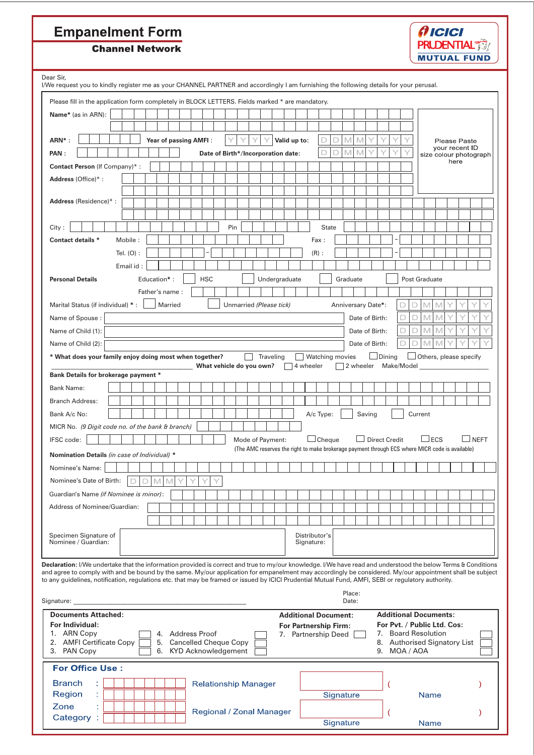# Empanelment Form

**Channel Network**

ICICI PRUDENTIAL MUTUAL FUND

Dear Sir,

I/We request you to kindly register me as your CHANNEL PARTNER and accordingly I am furnishing the following details for your perusal.

Please fill in the application form completely in BLOCK LETTERS. Fields marked * are mandatory.

**Name*** (as in ARN):

**ARN*** : **Year of passing AMFI** : YYYY **Valid up to**: DDMMYYYY

**PAN** : **Date of Birth*/Incorporation date**: DDMMYYYY

Please Paste your recent ID size colour photograph here

**Contact Person** (If Company)* :

**Address** (Office)* :

**Address** (Residence)* :

City : Pin State

**Contact details** * Mobile : Fax : –

Tel. (O) : – (R) : –

Email id :

**Personal Details** Education* : ☐ HSC ☐ Undergraduate ☐ Graduate ☐ Post Graduate

Father's name :

Marital Status (if individual) * : ☐ Married ☐ Unmarried *(Please tick)* Anniversary Date*: DDMMYYYY

Name of Spouse : Date of Birth: DDMMYYYY

Name of Child (1): Date of Birth: DDMMYYYY

Name of Child (2): Date of Birth: DDMMYYYY

**\* What does your family enjoy doing most when together?** ☐ Traveling ☐ Watching movies ☐ Dining ☐ Others, please specify ____________________ **What vehicle do you own?** ☐ 4 wheeler ☐ 2 wheeler Make/Model ____________________

**Bank Details for brokerage payment** *

Bank Name:

Branch Address:

Bank A/c No: A/c Type: ☐ Saving ☐ Current

MICR No. *(9 Digit code no. of the bank & branch)*

IFSC code: Mode of Payment: ☐ Cheque ☐ Direct Credit ☐ ECS ☐ NEFT

(The AMC reserves the right to make brokerage payment through ECS where MICR code is available)

**Nomination Details** *(in case of Individual)* *

Nominee's Name:

Nominee's Date of Birth: DDMMYYYY

Guardian's Name *(if Nominee is minor)*:

Address of Nominee/Guardian:

Specimen Signature of Nominee / Guardian: Distributor's Signature:

**Declaration:** I/We undertake that the information provided is correct and true to my/our knowledge. I/We have read and understood the below Terms & Conditions and agree to comply with and be bound by the same. My/our application for empanelment may accordingly be considered. My/our appointment shall be subject to any guidelines, notification, regulations etc. that may be framed or issued by ICICI Prudential Mutual Fund, AMFI, SEBI or regulatory authority.

Signature: ____________________________________________ Place: Date:

**Documents Attached:**

**For Individual:**

1. ARN Copy ☐
2. AMFI Certificate Copy ☐
3. PAN Copy ☐
4. Address Proof ☐
5. Cancelled Cheque Copy ☐
6. KYD Acknowledgement ☐

**Additional Document:**

**For Partnership Firm:**

7. Partnership Deed ☐

**Additional Documents:**

**For Pvt. / Public Ltd. Cos:**

7. Board Resolution ☐
8. Authorised Signatory List ☐
9. MOA / AOA ☐

## For Office Use :

Branch :

Region :

Zone :

Category :

Relationship Manager — Signature ( Name )

Regional / Zonal Manager — Signature ( Name )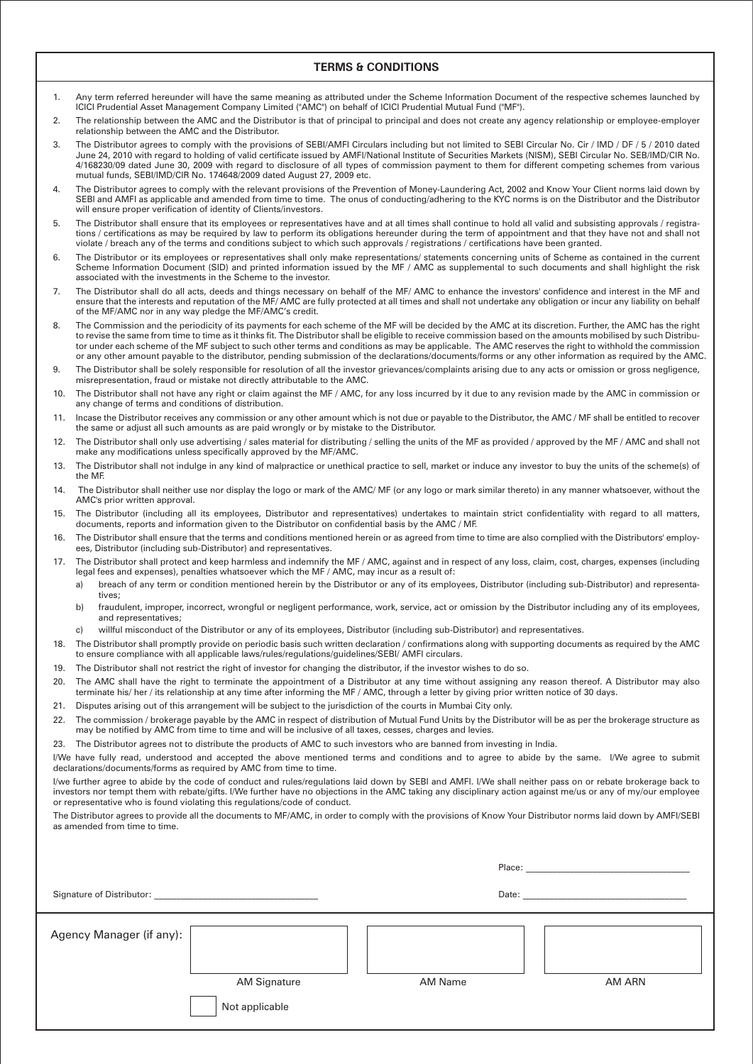## TERMS & CONDITIONS

1. Any term referred hereunder will have the same meaning as attributed under the Scheme Information Document of the respective schemes launched by ICICI Prudential Asset Management Company Limited ("AMC") on behalf of ICICI Prudential Mutual Fund ("MF").
2. The relationship between the AMC and the Distributor is that of principal to principal and does not create any agency relationship or employee-employer relationship between the AMC and the Distributor.
3. The Distributor agrees to comply with the provisions of SEBI/AMFI Circulars including but not limited to SEBI Circular No. Cir / IMD / DF / 5 / 2010 dated June 24, 2010 with regard to holding of valid certificate issued by AMFI/National Institute of Securities Markets (NISM), SEBI Circular No. SEB/IMD/CIR No. 4/168230/09 dated June 30, 2009 with regard to disclosure of all types of commission payment to them for different competing schemes from various mutual funds, SEBI/IMD/CIR No. 174648/2009 dated August 27, 2009 etc.
4. The Distributor agrees to comply with the relevant provisions of the Prevention of Money-Laundering Act, 2002 and Know Your Client norms laid down by SEBI and AMFI as applicable and amended from time to time. The onus of conducting/adhering to the KYC norms is on the Distributor and the Distributor will ensure proper verification of identity of Clients/investors.
5. The Distributor shall ensure that its employees or representatives have and at all times shall continue to hold all valid and subsisting approvals / registrations / certifications as may be required by law to perform its obligations hereunder during the term of appointment and that they have not and shall not violate / breach any of the terms and conditions subject to which such approvals / registrations / certifications have been granted.
6. The Distributor or its employees or representatives shall only make representations/ statements concerning units of Scheme as contained in the current Scheme Information Document (SID) and printed information issued by the MF / AMC as supplemental to such documents and shall highlight the risk associated with the investments in the Scheme to the investor.
7. The Distributor shall do all acts, deeds and things necessary on behalf of the MF/ AMC to enhance the investors' confidence and interest in the MF and ensure that the interests and reputation of the MF/ AMC are fully protected at all times and shall not undertake any obligation or incur any liability on behalf of the MF/AMC nor in any way pledge the MF/AMC's credit.
8. The Commission and the periodicity of its payments for each scheme of the MF will be decided by the AMC at its discretion. Further, the AMC has the right to revise the same from time to time as it thinks fit. The Distributor shall be eligible to receive commission based on the amounts mobilised by such Distributor under each scheme of the MF subject to such other terms and conditions as may be applicable. The AMC reserves the right to withhold the commission or any other amount payable to the distributor, pending submission of the declarations/documents/forms or any other information as required by the AMC.
9. The Distributor shall be solely responsible for resolution of all the investor grievances/complaints arising due to any acts or omission or gross negligence, misrepresentation, fraud or mistake not directly attributable to the AMC.
10. The Distributor shall not have any right or claim against the MF / AMC, for any loss incurred by it due to any revision made by the AMC in commission or any change of terms and conditions of distribution.
11. Incase the Distributor receives any commission or any other amount which is not due or payable to the Distributor, the AMC / MF shall be entitled to recover the same or adjust all such amounts as are paid wrongly or by mistake to the Distributor.
12. The Distributor shall only use advertising / sales material for distributing / selling the units of the MF as provided / approved by the MF / AMC and shall not make any modifications unless specifically approved by the MF/AMC.
13. The Distributor shall not indulge in any kind of malpractice or unethical practice to sell, market or induce any investor to buy the units of the scheme(s) of the MF.
14. The Distributor shall neither use nor display the logo or mark of the AMC/ MF (or any logo or mark similar thereto) in any manner whatsoever, without the AMC's prior written approval.
15. The Distributor (including all its employees, Distributor and representatives) undertakes to maintain strict confidentiality with regard to all matters, documents, reports and information given to the Distributor on confidential basis by the AMC / MF.
16. The Distributor shall ensure that the terms and conditions mentioned herein or as agreed from time to time are also complied with the Distributors' employees, Distributor (including sub-Distributor) and representatives.
17. The Distributor shall protect and keep harmless and indemnify the MF / AMC, against and in respect of any loss, claim, cost, charges, expenses (including legal fees and expenses), penalties whatsoever which the MF / AMC, may incur as a result of:
    a) breach of any term or condition mentioned herein by the Distributor or any of its employees, Distributor (including sub-Distributor) and representatives;
    b) fraudulent, improper, incorrect, wrongful or negligent performance, work, service, act or omission by the Distributor including any of its employees, and representatives;
    c) willful misconduct of the Distributor or any of its employees, Distributor (including sub-Distributor) and representatives.
18. The Distributor shall promptly provide on periodic basis such written declaration / confirmations along with supporting documents as required by the AMC to ensure compliance with all applicable laws/rules/regulations/guidelines/SEBI/ AMFI circulars.
19. The Distributor shall not restrict the right of investor for changing the distributor, if the investor wishes to do so.
20. The AMC shall have the right to terminate the appointment of a Distributor at any time without assigning any reason thereof. A Distributor may also terminate his/ her / its relationship at any time after informing the MF / AMC, through a letter by giving prior written notice of 30 days.
21. Disputes arising out of this arrangement will be subject to the jurisdiction of the courts in Mumbai City only.
22. The commission / brokerage payable by the AMC in respect of distribution of Mutual Fund Units by the Distributor will be as per the brokerage structure as may be notified by AMC from time to time and will be inclusive of all taxes, cesses, charges and levies.
23. The Distributor agrees not to distribute the products of AMC to such investors who are banned from investing in India.

I/We have fully read, understood and accepted the above mentioned terms and conditions and to agree to abide by the same. I/We agree to submit declarations/documents/forms as required by AMC from time to time.

I/we further agree to abide by the code of conduct and rules/regulations laid down by SEBI and AMFI. I/We shall neither pass on or rebate brokerage back to investors nor tempt them with rebate/gifts. I/We further have no objections in the AMC taking any disciplinary action against me/us or any of my/our employee or representative who is found violating this regulations/code of conduct.

The Distributor agrees to provide all the documents to MF/AMC, in order to comply with the provisions of Know Your Distributor norms laid down by AMFI/SEBI as amended from time to time.

Place: ____________________

Signature of Distributor: ____________________ Date: ____________________

| Agency Manager (if any): | | | |
|---|---|---|---|
| | AM Signature | AM Name | AM ARN |

☐ Not applicable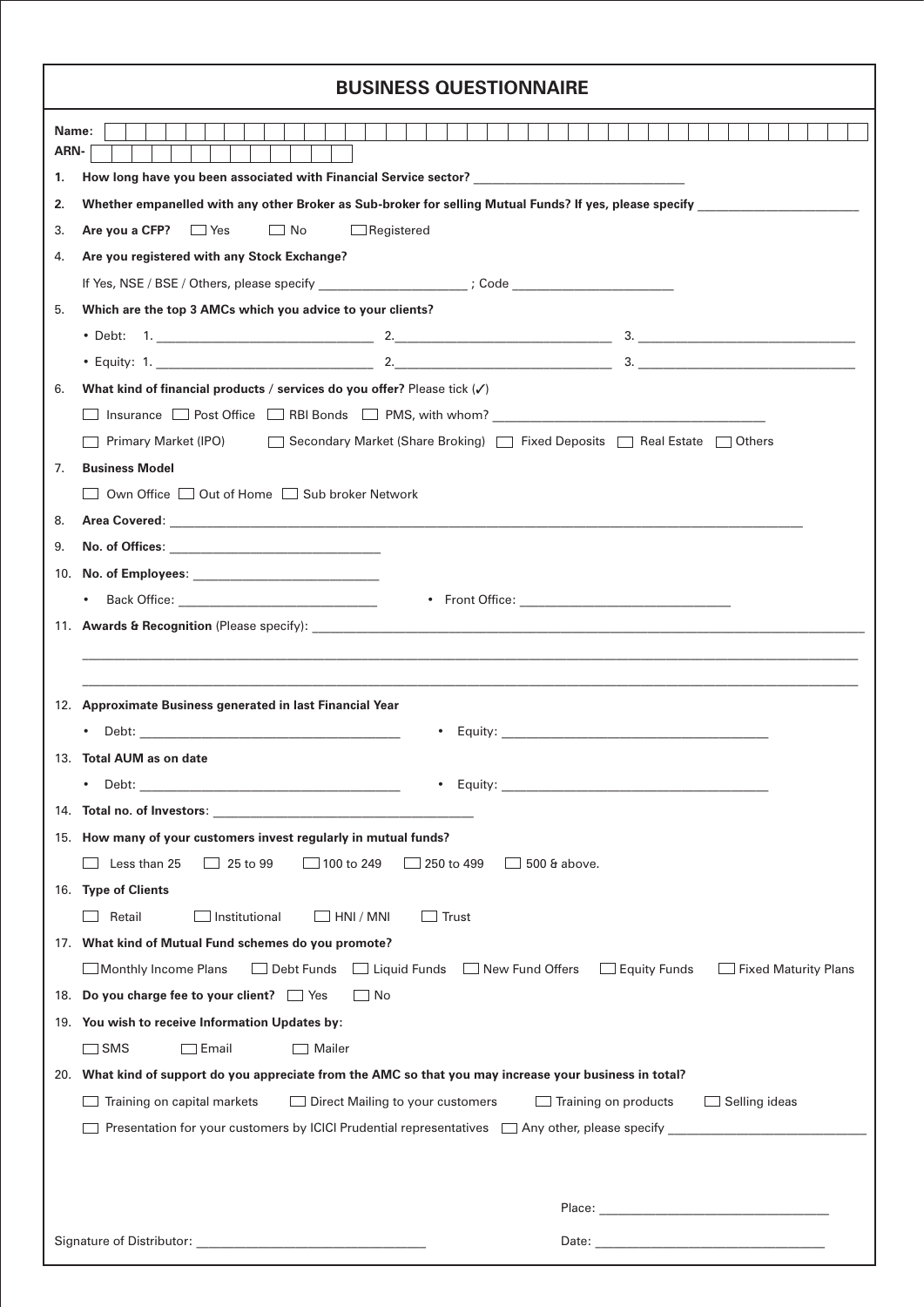# BUSINESS QUESTIONNAIRE

**Name:** ______________________________

**ARN-** ______________

1. **How long have you been associated with Financial Service sector?** ______________________________

2. **Whether empanelled with any other Broker as Sub-broker for selling Mutual Funds? If yes, please specify** ______________________

3. **Are you a CFP?** ☐ Yes ☐ No ☐ Registered

4. **Are you registered with any Stock Exchange?**

   If Yes, NSE / BSE / Others, please specify ____________________ ; Code ______________________

5. **Which are the top 3 AMCs which you advice to your clients?**

   - Debt: 1. ______________________ 2. ______________________ 3. ______________________
   - Equity: 1. ______________________ 2. ______________________ 3. ______________________

6. **What kind of financial products / services do you offer?** Please tick (✓)

   ☐ Insurance ☐ Post Office ☐ RBI Bonds ☐ PMS, with whom? ______________________

   ☐ Primary Market (IPO) ☐ Secondary Market (Share Broking) ☐ Fixed Deposits ☐ Real Estate ☐ Others

7. **Business Model**

   ☐ Own Office ☐ Out of Home ☐ Sub broker Network

8. **Area Covered**: ____________________________________________

9. **No. of Offices**: ______________________

10. **No. of Employees**: ______________________

    - Back Office: ______________________
    - Front Office: ______________________

11. **Awards & Recognition** (Please specify): ____________________________________________

    ____________________________________________

    ____________________________________________

12. **Approximate Business generated in last Financial Year**

    - Debt: ______________________
    - Equity: ______________________

13. **Total AUM as on date**

    - Debt: ______________________
    - Equity: ______________________

14. **Total no. of Investors**: ______________________

15. **How many of your customers invest regularly in mutual funds?**

    ☐ Less than 25 ☐ 25 to 99 ☐ 100 to 249 ☐ 250 to 499 ☐ 500 & above.

16. **Type of Clients**

    ☐ Retail ☐ Institutional ☐ HNI / MNI ☐ Trust

17. **What kind of Mutual Fund schemes do you promote?**

    ☐ Monthly Income Plans ☐ Debt Funds ☐ Liquid Funds ☐ New Fund Offers ☐ Equity Funds ☐ Fixed Maturity Plans

18. **Do you charge fee to your client?** ☐ Yes ☐ No

19. **You wish to receive Information Updates by:**

    ☐ SMS ☐ Email ☐ Mailer

20. **What kind of support do you appreciate from the AMC so that you may increase your business in total?**

    ☐ Training on capital markets ☐ Direct Mailing to your customers ☐ Training on products ☐ Selling ideas

    ☐ Presentation for your customers by ICICI Prudential representatives ☐ Any other, please specify ______________________

Place: ______________________

Signature of Distributor: ______________________

Date: ______________________